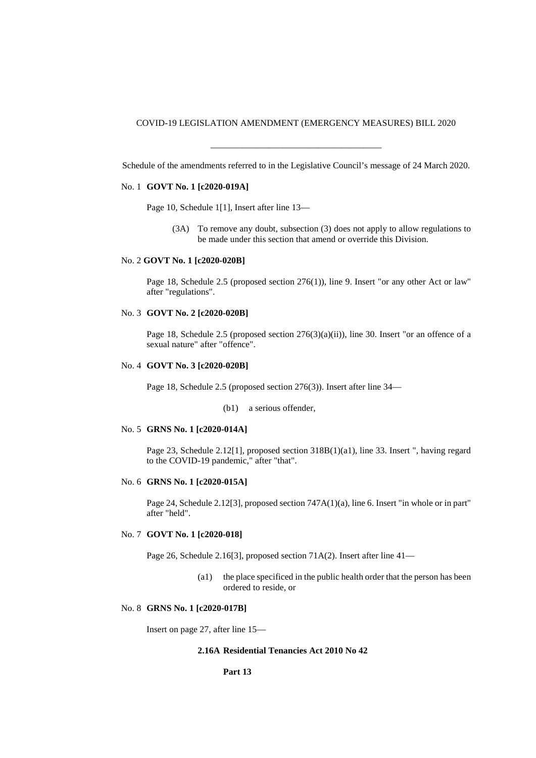COVID-19 LEGISLATION AMENDMENT (EMERGENCY MEASURES) BILL 2020

---

Schedule of the amendments referred to in the Legislative Council's message of 24 March 2020.

No. 1 **GOVT No. 1 [c2020-019A]**

Page 10, Schedule 1[1], Insert after line 13—

(3A) To remove any doubt, subsection (3) does not apply to allow regulations to be made under this section that amend or override this Division.

No. 2 **GOVT No. 1 [c2020-020B]**

Page 18, Schedule 2.5 (proposed section 276(1)), line 9. Insert "or any other Act or law" after "regulations".

No. 3 **GOVT No. 2 [c2020-020B]**

Page 18, Schedule 2.5 (proposed section 276(3)(a)(ii)), line 30. Insert "or an offence of a sexual nature" after "offence".

No. 4 **GOVT No. 3 [c2020-020B]**

Page 18, Schedule 2.5 (proposed section 276(3)). Insert after line 34—

(b1) a serious offender,

No. 5 **GRNS No. 1 [c2020-014A]**

Page 23, Schedule 2.12[1], proposed section 318B(1)(a1), line 33. Insert ", having regard to the COVID-19 pandemic," after "that".

No. 6 **GRNS No. 1 [c2020-015A]**

Page 24, Schedule 2.12[3], proposed section 747A(1)(a), line 6. Insert "in whole or in part" after "held".

No. 7 **GOVT No. 1 [c2020-018]**

Page 26, Schedule 2.16[3], proposed section 71A(2). Insert after line 41—

(a1) the place specificed in the public health order that the person has been ordered to reside, or

No. 8 **GRNS No. 1 [c2020-017B]**

Insert on page 27, after line 15—

**2.16A Residential Tenancies Act 2010 No 42**

**Part 13**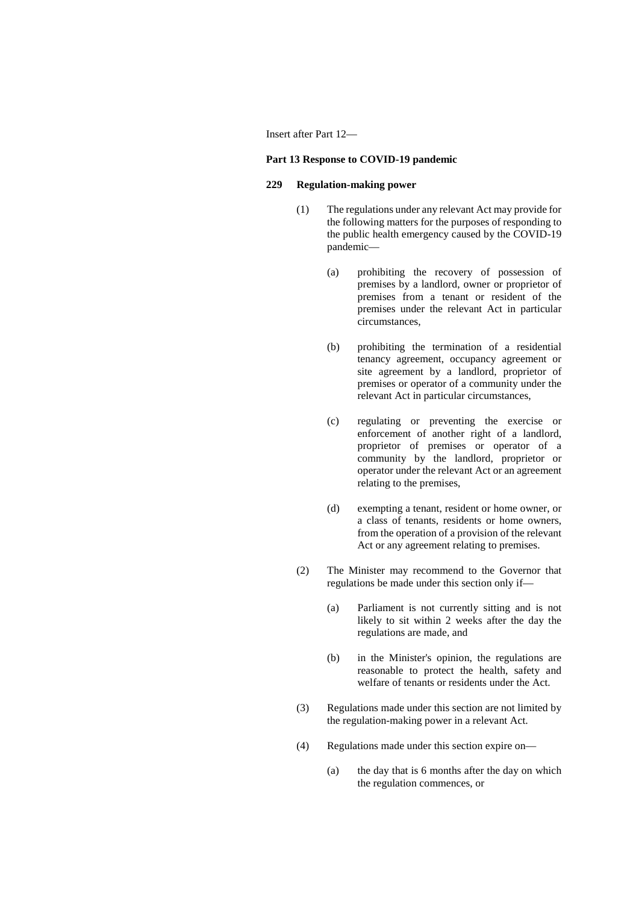Insert after Part 12—

**Part 13 Response to COVID-19 pandemic**

**229 Regulation-making power**

(1) The regulations under any relevant Act may provide for the following matters for the purposes of responding to the public health emergency caused by the COVID-19 pandemic—

(a) prohibiting the recovery of possession of premises by a landlord, owner or proprietor of premises from a tenant or resident of the premises under the relevant Act in particular circumstances,

(b) prohibiting the termination of a residential tenancy agreement, occupancy agreement or site agreement by a landlord, proprietor of premises or operator of a community under the relevant Act in particular circumstances,

(c) regulating or preventing the exercise or enforcement of another right of a landlord, proprietor of premises or operator of a community by the landlord, proprietor or operator under the relevant Act or an agreement relating to the premises,

(d) exempting a tenant, resident or home owner, or a class of tenants, residents or home owners, from the operation of a provision of the relevant Act or any agreement relating to premises.

(2) The Minister may recommend to the Governor that regulations be made under this section only if—

(a) Parliament is not currently sitting and is not likely to sit within 2 weeks after the day the regulations are made, and

(b) in the Minister's opinion, the regulations are reasonable to protect the health, safety and welfare of tenants or residents under the Act.

(3) Regulations made under this section are not limited by the regulation-making power in a relevant Act.

(4) Regulations made under this section expire on—

(a) the day that is 6 months after the day on which the regulation commences, or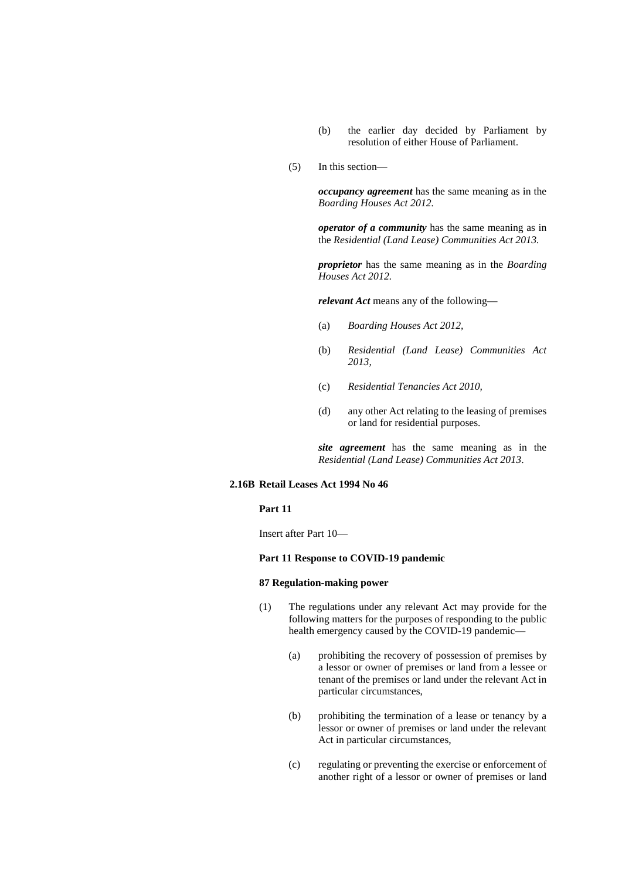(b) the earlier day decided by Parliament by resolution of either House of Parliament.

(5) In this section—

***occupancy agreement*** has the same meaning as in the *Boarding Houses Act 2012*.

***operator of a community*** has the same meaning as in the *Residential (Land Lease) Communities Act 2013*.

***proprietor*** has the same meaning as in the *Boarding Houses Act 2012*.

***relevant Act*** means any of the following—

(a) *Boarding Houses Act 2012*,

(b) *Residential (Land Lease) Communities Act 2013*,

(c) *Residential Tenancies Act 2010*,

(d) any other Act relating to the leasing of premises or land for residential purposes.

***site agreement*** has the same meaning as in the *Residential (Land Lease) Communities Act 2013*.

### 2.16B Retail Leases Act 1994 No 46

**Part 11**

Insert after Part 10—

**Part 11 Response to COVID-19 pandemic**

**87 Regulation-making power**

(1) The regulations under any relevant Act may provide for the following matters for the purposes of responding to the public health emergency caused by the COVID-19 pandemic—

(a) prohibiting the recovery of possession of premises by a lessor or owner of premises or land from a lessee or tenant of the premises or land under the relevant Act in particular circumstances,

(b) prohibiting the termination of a lease or tenancy by a lessor or owner of premises or land under the relevant Act in particular circumstances,

(c) regulating or preventing the exercise or enforcement of another right of a lessor or owner of premises or land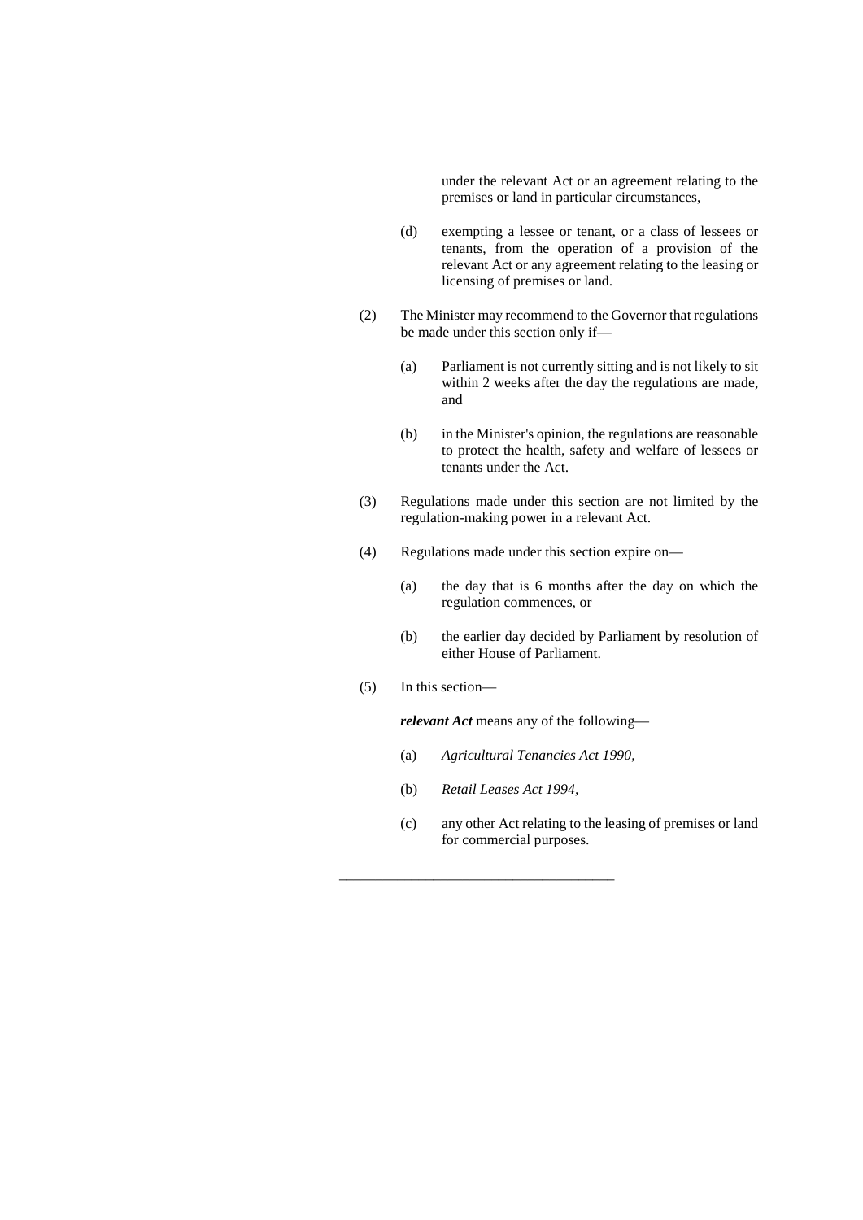under the relevant Act or an agreement relating to the premises or land in particular circumstances,

(d) exempting a lessee or tenant, or a class of lessees or tenants, from the operation of a provision of the relevant Act or any agreement relating to the leasing or licensing of premises or land.

(2) The Minister may recommend to the Governor that regulations be made under this section only if—

(a) Parliament is not currently sitting and is not likely to sit within 2 weeks after the day the regulations are made, and

(b) in the Minister's opinion, the regulations are reasonable to protect the health, safety and welfare of lessees or tenants under the Act.

(3) Regulations made under this section are not limited by the regulation-making power in a relevant Act.

(4) Regulations made under this section expire on—

(a) the day that is 6 months after the day on which the regulation commences, or

(b) the earlier day decided by Parliament by resolution of either House of Parliament.

(5) In this section—

***relevant Act*** means any of the following—

(a) *Agricultural Tenancies Act 1990*,

(b) *Retail Leases Act 1994*,

(c) any other Act relating to the leasing of premises or land for commercial purposes.

---